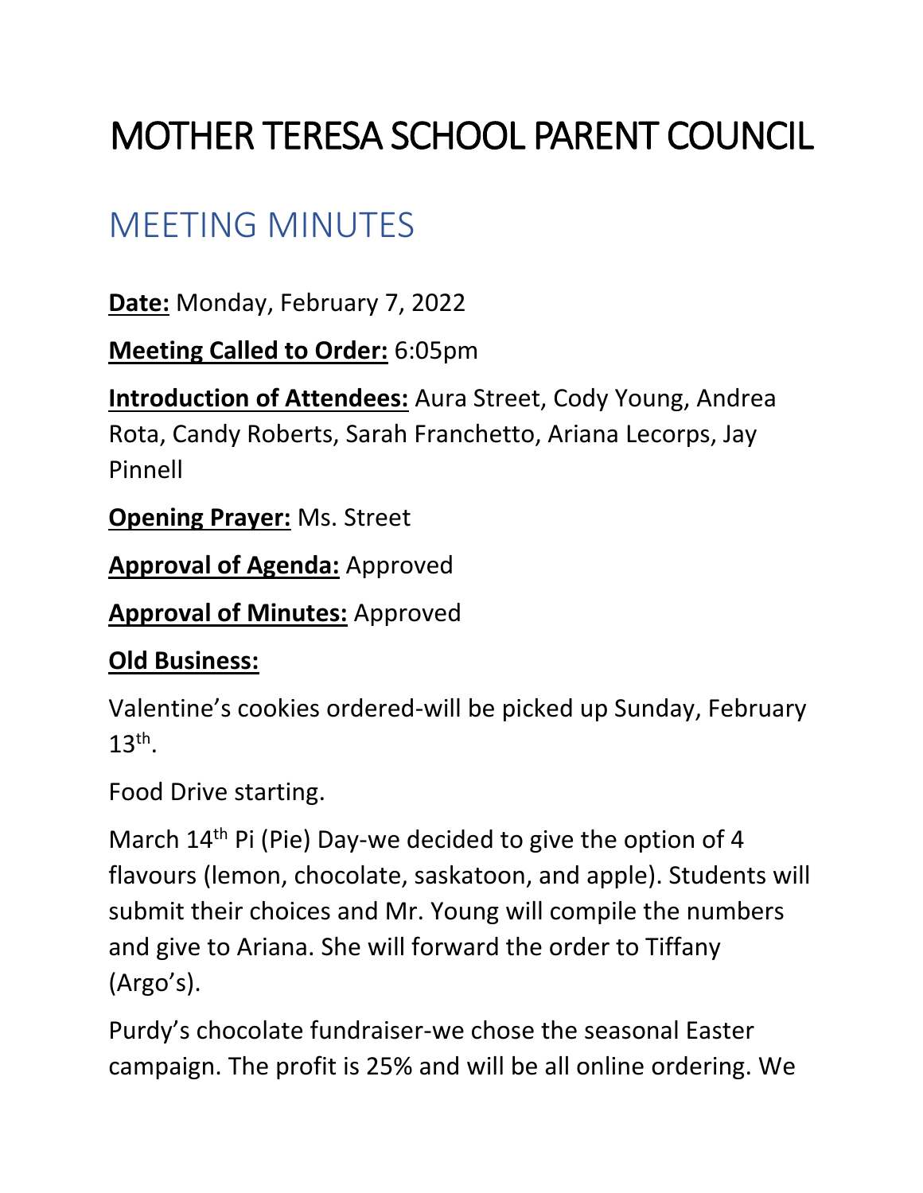# MOTHER TERESA SCHOOL PARENT COUNCIL

## MEETING MINUTES

**Date:** Monday, February 7, 2022

**Meeting Called to Order:** 6:05pm

**Introduction of Attendees:** Aura Street, Cody Young, Andrea Rota, Candy Roberts, Sarah Franchetto, Ariana Lecorps, Jay Pinnell

**Opening Prayer:** Ms. Street

**Approval of Agenda:** Approved

**Approval of Minutes:** Approved

**Old Business:**

Valentine's cookies ordered-will be picked up Sunday, February 13th.

Food Drive starting.

March 14th Pi (Pie) Day-we decided to give the option of 4 flavours (lemon, chocolate, saskatoon, and apple). Students will submit their choices and Mr. Young will compile the numbers and give to Ariana. She will forward the order to Tiffany (Argo's).

Purdy's chocolate fundraiser-we chose the seasonal Easter campaign. The profit is 25% and will be all online ordering. We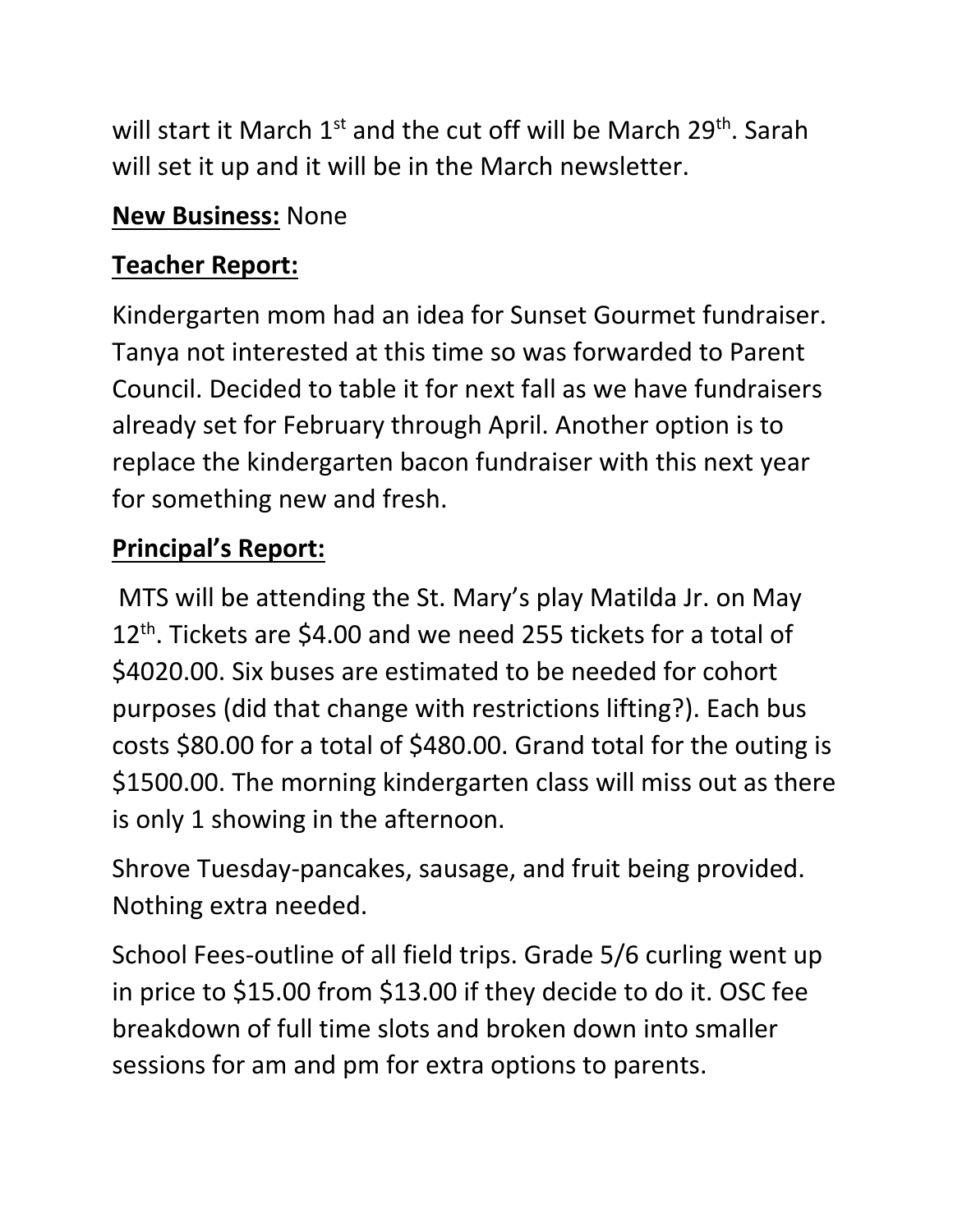will start it March 1st and the cut off will be March 29th. Sarah will set it up and it will be in the March newsletter.

**New Business:** None

**Teacher Report:**

Kindergarten mom had an idea for Sunset Gourmet fundraiser. Tanya not interested at this time so was forwarded to Parent Council. Decided to table it for next fall as we have fundraisers already set for February through April. Another option is to replace the kindergarten bacon fundraiser with this next year for something new and fresh.

**Principal's Report:**

MTS will be attending the St. Mary's play Matilda Jr. on May 12th. Tickets are $4.00 and we need 255 tickets for a total of $4020.00. Six buses are estimated to be needed for cohort purposes (did that change with restrictions lifting?). Each bus costs $80.00 for a total of $480.00. Grand total for the outing is $1500.00. The morning kindergarten class will miss out as there is only 1 showing in the afternoon.

Shrove Tuesday-pancakes, sausage, and fruit being provided. Nothing extra needed.

School Fees-outline of all field trips. Grade 5/6 curling went up in price to $15.00 from $13.00 if they decide to do it. OSC fee breakdown of full time slots and broken down into smaller sessions for am and pm for extra options to parents.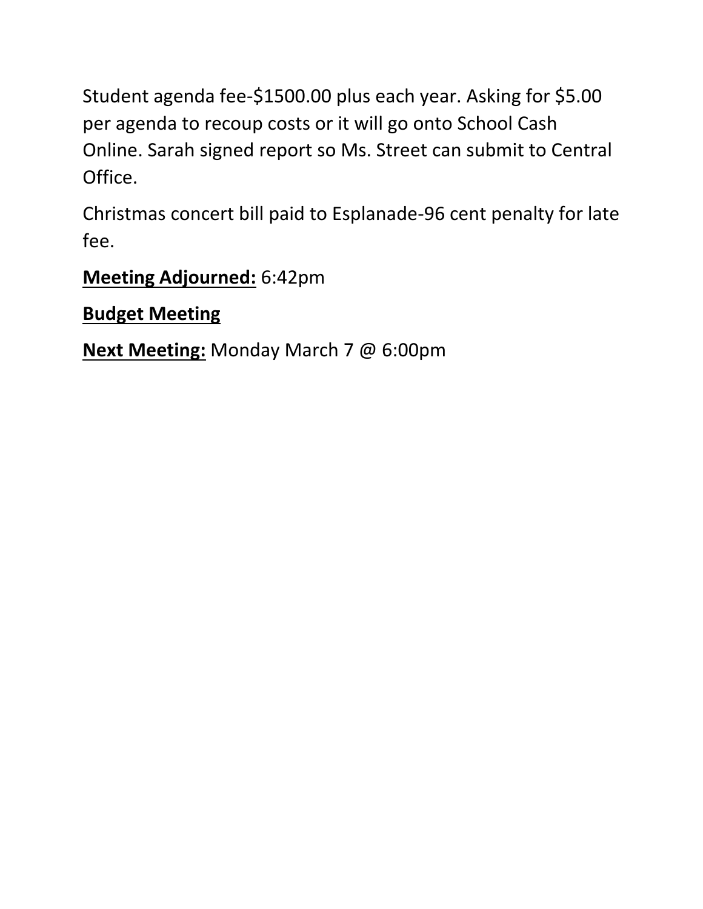Student agenda fee-$1500.00 plus each year. Asking for $5.00 per agenda to recoup costs or it will go onto School Cash Online. Sarah signed report so Ms. Street can submit to Central Office.

Christmas concert bill paid to Esplanade-96 cent penalty for late fee.

**Meeting Adjourned:** 6:42pm

**Budget Meeting**

**Next Meeting:** Monday March 7 @ 6:00pm